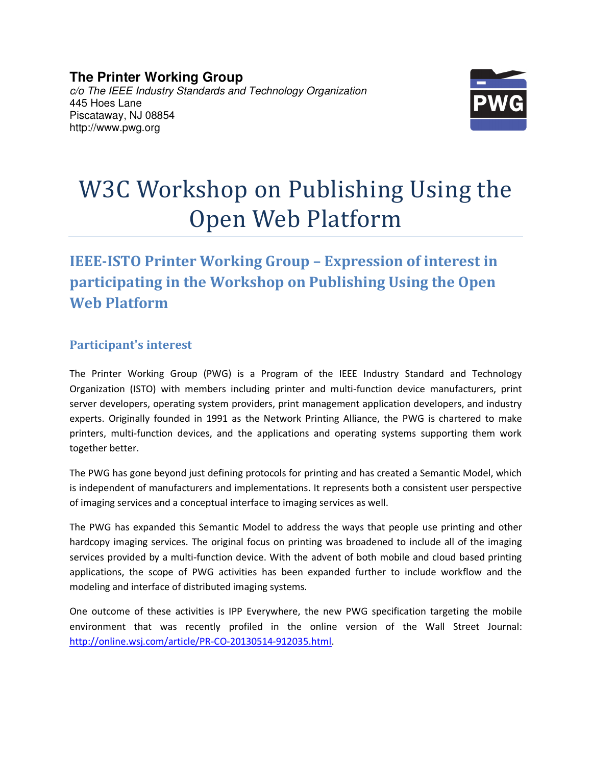**The Printer Working Group**
*c/o The IEEE Industry Standards and Technology Organization*
445 Hoes Lane
Piscataway, NJ 08854
http://www.pwg.org

# W3C Workshop on Publishing Using the Open Web Platform

## IEEE-ISTO Printer Working Group – Expression of interest in participating in the Workshop on Publishing Using the Open Web Platform

### Participant's interest

The Printer Working Group (PWG) is a Program of the IEEE Industry Standard and Technology Organization (ISTO) with members including printer and multi-function device manufacturers, print server developers, operating system providers, print management application developers, and industry experts. Originally founded in 1991 as the Network Printing Alliance, the PWG is chartered to make printers, multi-function devices, and the applications and operating systems supporting them work together better.

The PWG has gone beyond just defining protocols for printing and has created a Semantic Model, which is independent of manufacturers and implementations. It represents both a consistent user perspective of imaging services and a conceptual interface to imaging services as well.

The PWG has expanded this Semantic Model to address the ways that people use printing and other hardcopy imaging services. The original focus on printing was broadened to include all of the imaging services provided by a multi-function device. With the advent of both mobile and cloud based printing applications, the scope of PWG activities has been expanded further to include workflow and the modeling and interface of distributed imaging systems.

One outcome of these activities is IPP Everywhere, the new PWG specification targeting the mobile environment that was recently profiled in the online version of the Wall Street Journal: http://online.wsj.com/article/PR-CO-20130514-912035.html.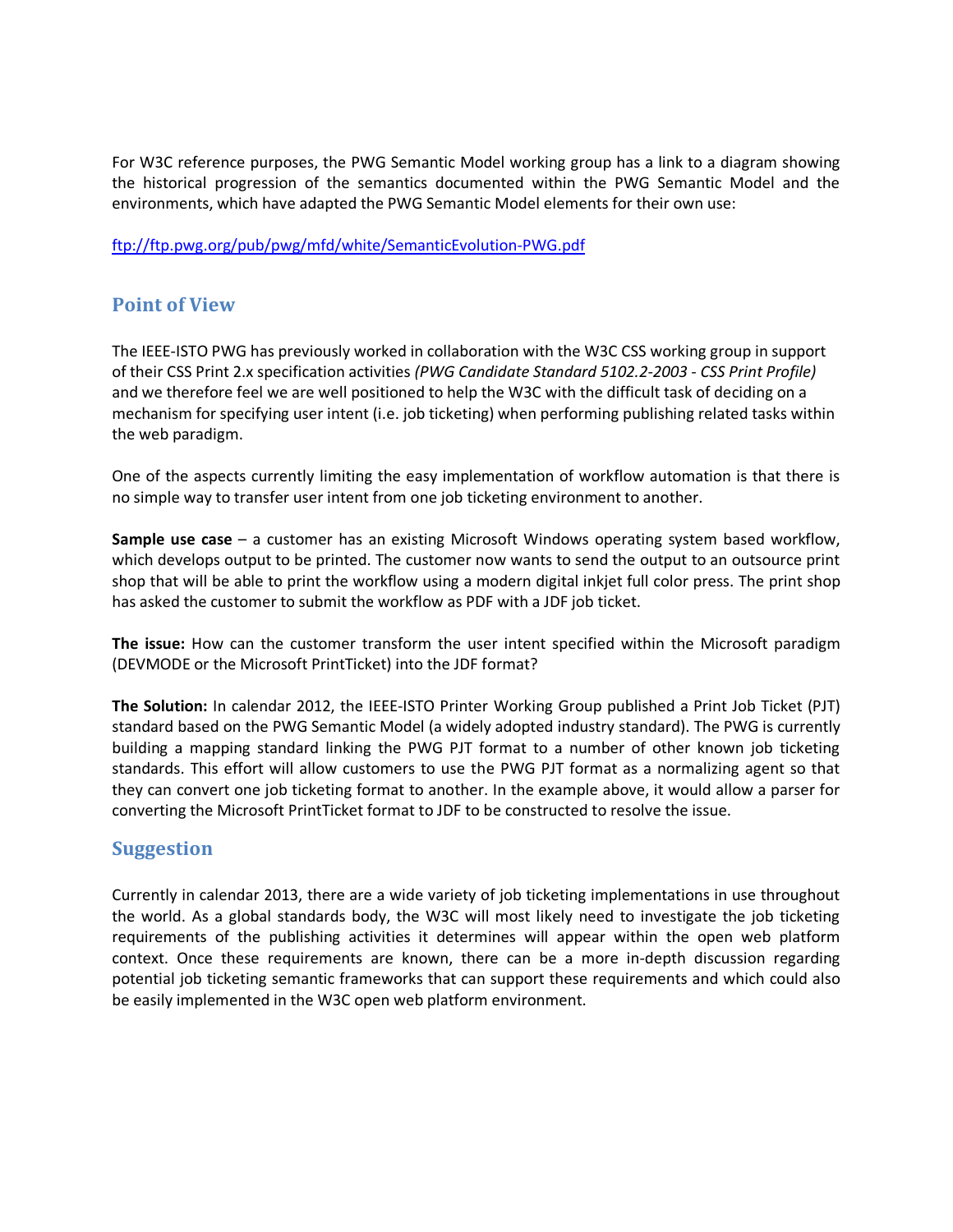For W3C reference purposes, the PWG Semantic Model working group has a link to a diagram showing the historical progression of the semantics documented within the PWG Semantic Model and the environments, which have adapted the PWG Semantic Model elements for their own use:

[ftp://ftp.pwg.org/pub/pwg/mfd/white/SemanticEvolution-PWG.pdf](ftp://ftp.pwg.org/pub/pwg/mfd/white/SemanticEvolution-PWG.pdf)

## Point of View

The IEEE-ISTO PWG has previously worked in collaboration with the W3C CSS working group in support of their CSS Print 2.x specification activities *(PWG Candidate Standard 5102.2-2003 - CSS Print Profile)* and we therefore feel we are well positioned to help the W3C with the difficult task of deciding on a mechanism for specifying user intent (i.e. job ticketing) when performing publishing related tasks within the web paradigm.

One of the aspects currently limiting the easy implementation of workflow automation is that there is no simple way to transfer user intent from one job ticketing environment to another.

**Sample use case** – a customer has an existing Microsoft Windows operating system based workflow, which develops output to be printed. The customer now wants to send the output to an outsource print shop that will be able to print the workflow using a modern digital inkjet full color press. The print shop has asked the customer to submit the workflow as PDF with a JDF job ticket.

**The issue:** How can the customer transform the user intent specified within the Microsoft paradigm (DEVMODE or the Microsoft PrintTicket) into the JDF format?

**The Solution:** In calendar 2012, the IEEE-ISTO Printer Working Group published a Print Job Ticket (PJT) standard based on the PWG Semantic Model (a widely adopted industry standard). The PWG is currently building a mapping standard linking the PWG PJT format to a number of other known job ticketing standards. This effort will allow customers to use the PWG PJT format as a normalizing agent so that they can convert one job ticketing format to another. In the example above, it would allow a parser for converting the Microsoft PrintTicket format to JDF to be constructed to resolve the issue.

## Suggestion

Currently in calendar 2013, there are a wide variety of job ticketing implementations in use throughout the world. As a global standards body, the W3C will most likely need to investigate the job ticketing requirements of the publishing activities it determines will appear within the open web platform context. Once these requirements are known, there can be a more in-depth discussion regarding potential job ticketing semantic frameworks that can support these requirements and which could also be easily implemented in the W3C open web platform environment.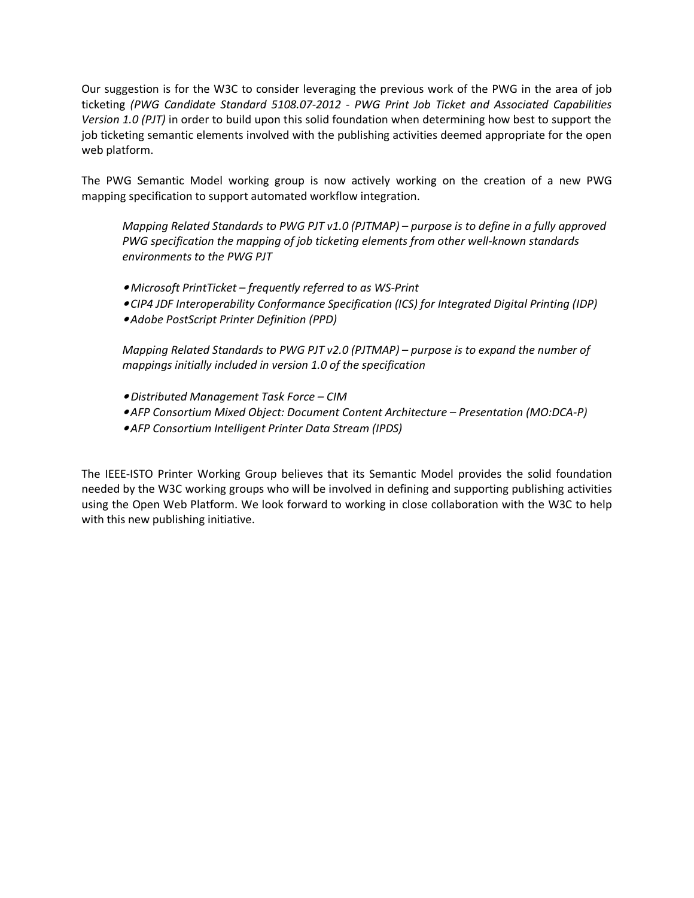Our suggestion is for the W3C to consider leveraging the previous work of the PWG in the area of job ticketing *(PWG Candidate Standard 5108.07-2012 - PWG Print Job Ticket and Associated Capabilities Version 1.0 (PJT)* in order to build upon this solid foundation when determining how best to support the job ticketing semantic elements involved with the publishing activities deemed appropriate for the open web platform.

The PWG Semantic Model working group is now actively working on the creation of a new PWG mapping specification to support automated workflow integration.

> *Mapping Related Standards to PWG PJT v1.0 (PJTMAP) – purpose is to define in a fully approved PWG specification the mapping of job ticketing elements from other well-known standards environments to the PWG PJT*
>
> - *Microsoft PrintTicket – frequently referred to as WS-Print*
> - *CIP4 JDF Interoperability Conformance Specification (ICS) for Integrated Digital Printing (IDP)*
> - *Adobe PostScript Printer Definition (PPD)*
>
> *Mapping Related Standards to PWG PJT v2.0 (PJTMAP) – purpose is to expand the number of mappings initially included in version 1.0 of the specification*
>
> - *Distributed Management Task Force – CIM*
> - *AFP Consortium Mixed Object: Document Content Architecture – Presentation (MO:DCA-P)*
> - *AFP Consortium Intelligent Printer Data Stream (IPDS)*

The IEEE-ISTO Printer Working Group believes that its Semantic Model provides the solid foundation needed by the W3C working groups who will be involved in defining and supporting publishing activities using the Open Web Platform. We look forward to working in close collaboration with the W3C to help with this new publishing initiative.